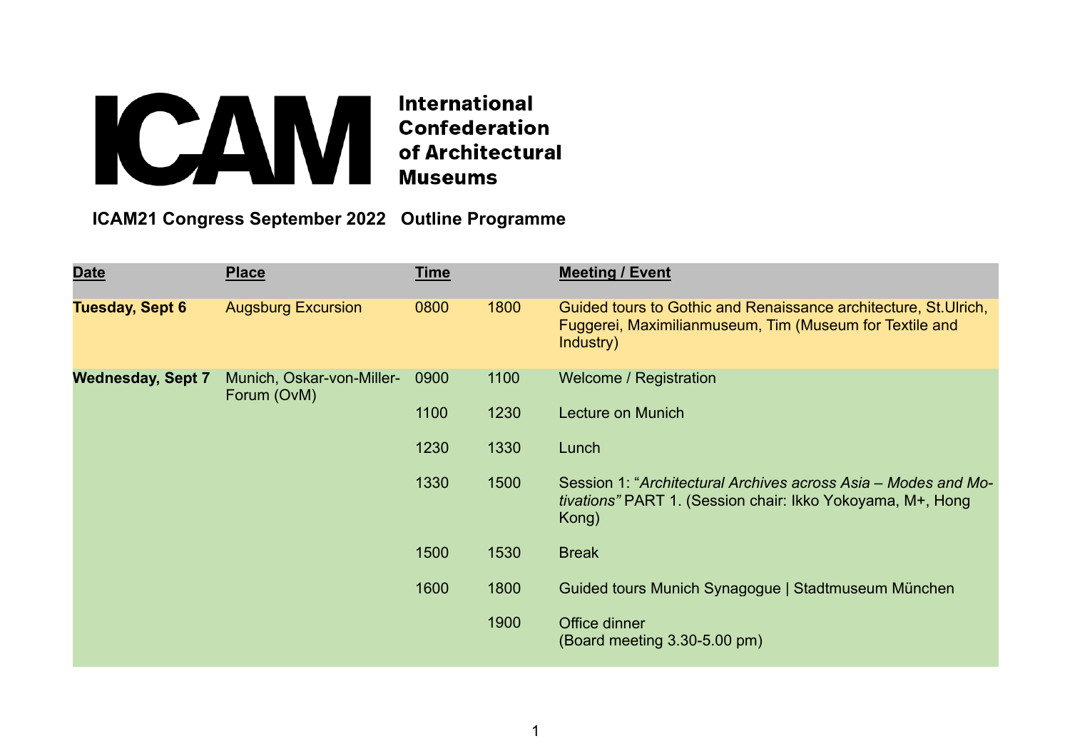**ICAM**

**International Confederation of Architectural Museums**

## ICAM21 Congress September 2022 Outline Programme

| Date | Place | Time | | Meeting / Event |
|---|---|---|---|---|
| **Tuesday, Sept 6** | Augsburg Excursion | 0800 | 1800 | Guided tours to Gothic and Renaissance architecture, St.Ulrich, Fuggerei, Maximilianmuseum, Tim (Museum for Textile and Industry) |
| **Wednesday, Sept 7** | Munich, Oskar-von-Miller-Forum (OvM) | 0900 | 1100 | Welcome / Registration |
| | | 1100 | 1230 | Lecture on Munich |
| | | 1230 | 1330 | Lunch |
| | | 1330 | 1500 | Session 1: "*Architectural Archives across Asia – Modes and Motivations"* PART 1. (Session chair: Ikko Yokoyama, M+, Hong Kong) |
| | | 1500 | 1530 | Break |
| | | 1600 | 1800 | Guided tours Munich Synagogue \| Stadtmuseum München |
| | | | 1900 | Office dinner (Board meeting 3.30-5.00 pm) |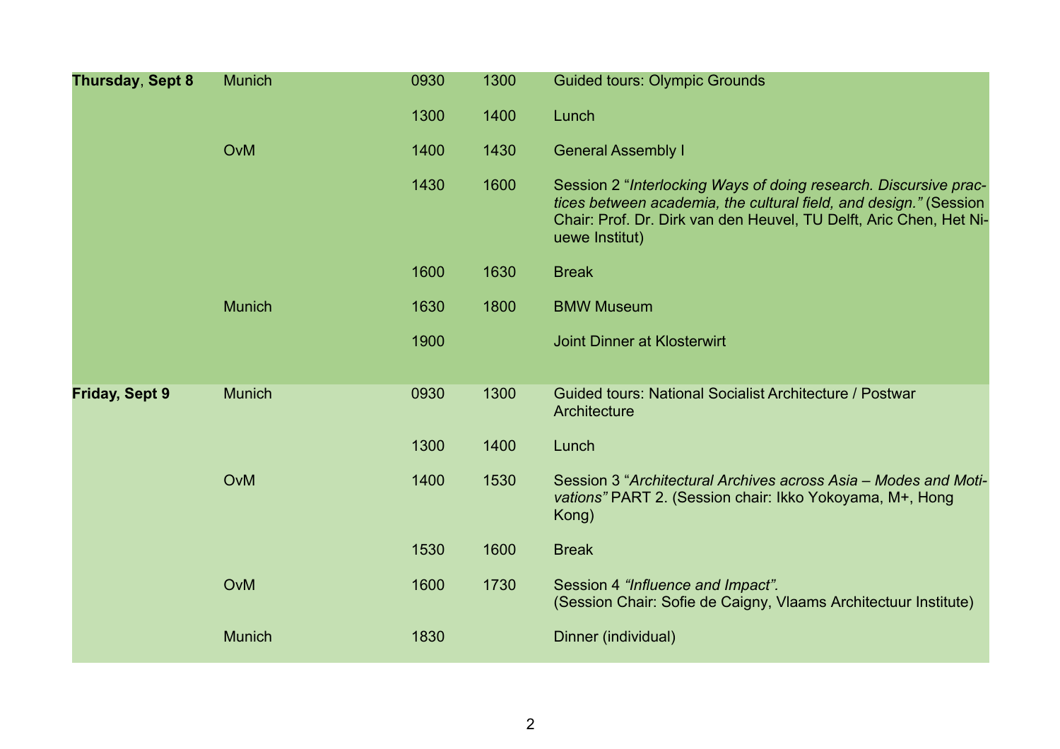| | | | | |
|---|---|---|---|---|
| **Thursday**, **Sept 8** | Munich | 0930 | 1300 | Guided tours: Olympic Grounds |
| | | 1300 | 1400 | Lunch |
| | OvM | 1400 | 1430 | General Assembly I |
| | | 1430 | 1600 | Session 2 "*Interlocking Ways of doing research. Discursive practices between academia, the cultural field, and design."* (Session Chair: Prof. Dr. Dirk van den Heuvel, TU Delft, Aric Chen, Het Nieuwe Institut) |
| | | 1600 | 1630 | Break |
| | Munich | 1630 | 1800 | BMW Museum |
| | | 1900 | | Joint Dinner at Klosterwirt |
| **Friday, Sept 9** | Munich | 0930 | 1300 | Guided tours: National Socialist Architecture / Postwar Architecture |
| | | 1300 | 1400 | Lunch |
| | OvM | 1400 | 1530 | Session 3 "*Architectural Archives across Asia – Modes and Motivations"* PART 2. (Session chair: Ikko Yokoyama, M+, Hong Kong) |
| | | 1530 | 1600 | Break |
| | OvM | 1600 | 1730 | Session 4 *"Influence and Impact".* (Session Chair: Sofie de Caigny, Vlaams Architectuur Institute) |
| | Munich | 1830 | | Dinner (individual) |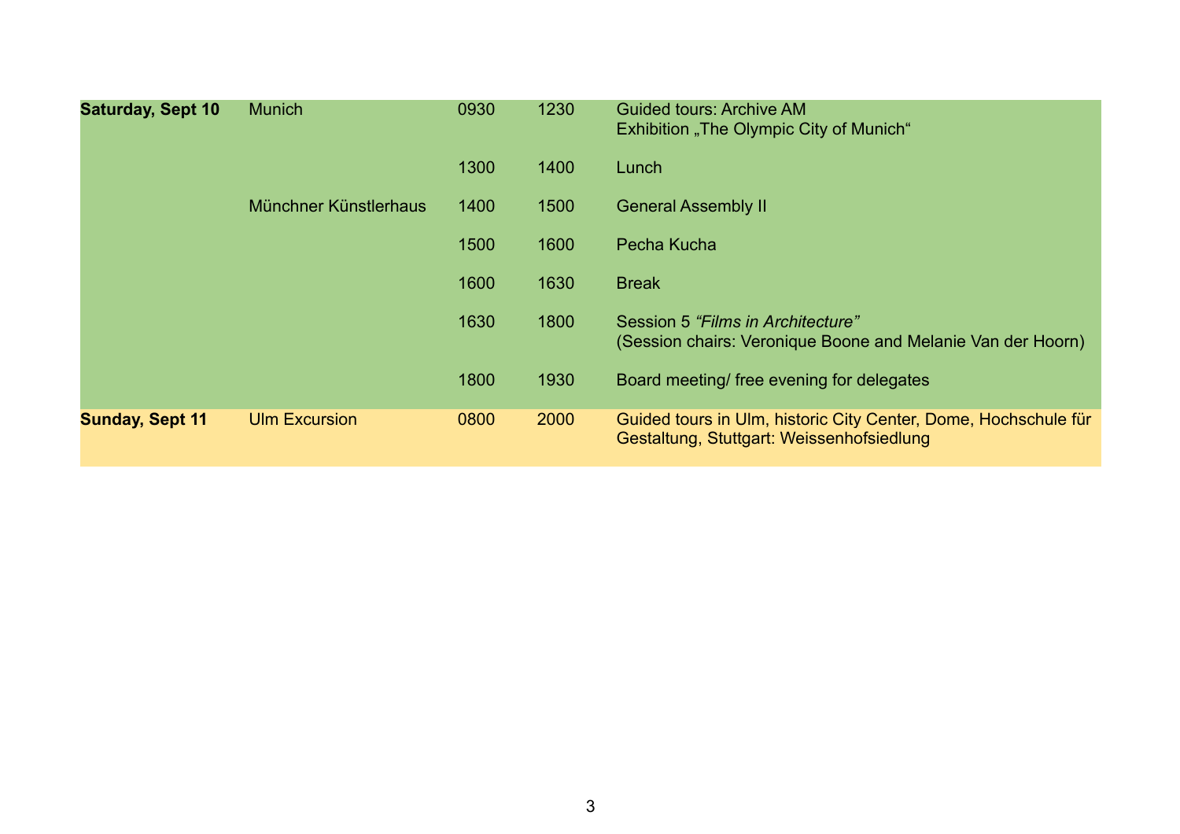| | | | | |
|---|---|---|---|---|
| **Saturday, Sept 10** | Munich | 0930 | 1230 | Guided tours: Archive AM<br>Exhibition „The Olympic City of Munich“ |
| | | 1300 | 1400 | Lunch |
| | Münchner Künstlerhaus | 1400 | 1500 | General Assembly II |
| | | 1500 | 1600 | Pecha Kucha |
| | | 1600 | 1630 | Break |
| | | 1630 | 1800 | Session 5 *“Films in Architecture”*<br>(Session chairs: Veronique Boone and Melanie Van der Hoorn) |
| | | 1800 | 1930 | Board meeting/ free evening for delegates |
| **Sunday, Sept 11** | Ulm Excursion | 0800 | 2000 | Guided tours in Ulm, historic City Center, Dome, Hochschule für Gestaltung, Stuttgart: Weissenhofsiedlung |